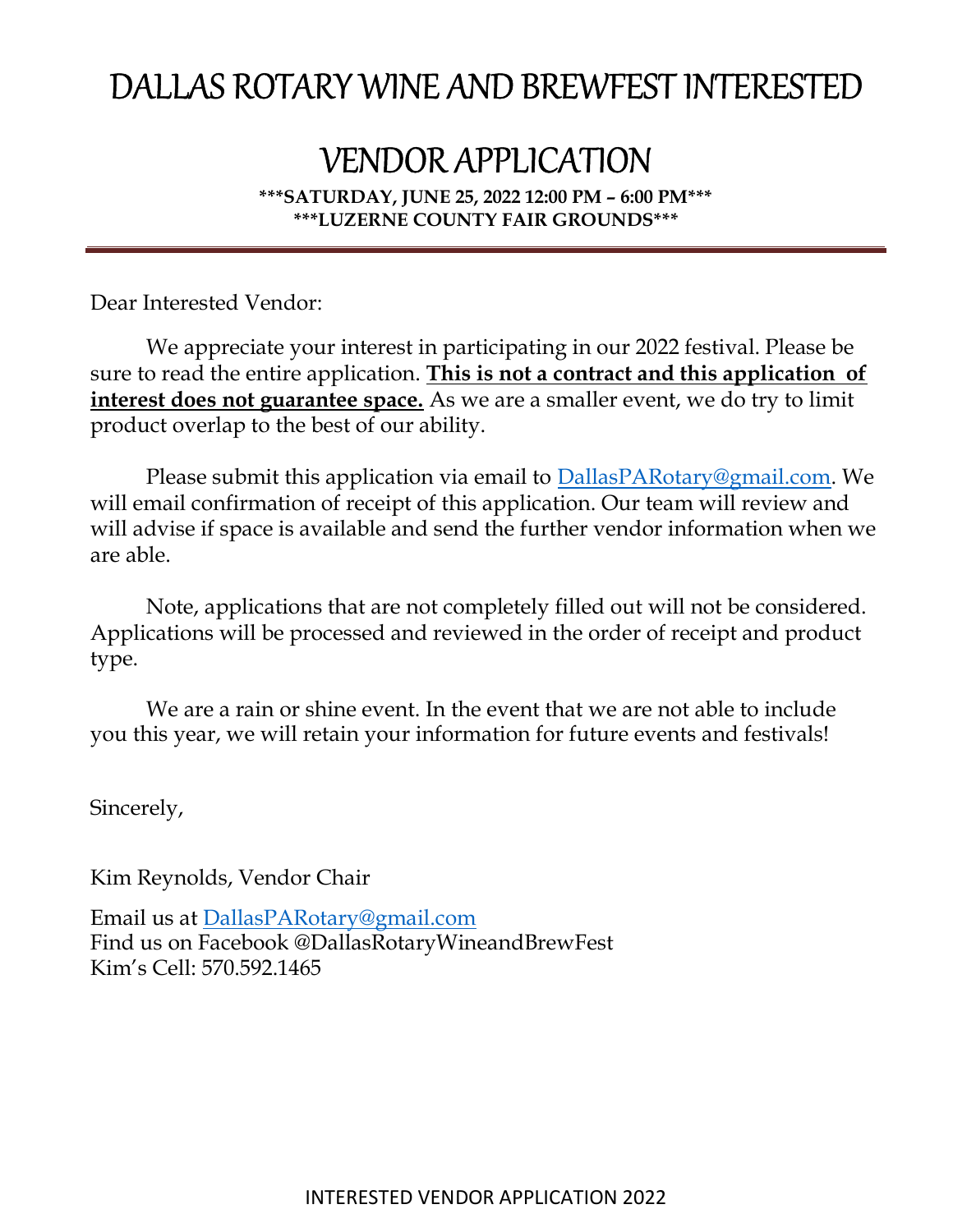# DALLAS ROTARY WINE AND BREWFEST INTERESTED VENDOR APPLICATION

**\*\*\*SATURDAY, JUNE 25, 2022 12:00 PM – 6:00 PM\*\*\***
**\*\*\*LUZERNE COUNTY FAIR GROUNDS\*\*\***

---

Dear Interested Vendor:

We appreciate your interest in participating in our 2022 festival. Please be sure to read the entire application. **<u>This is not a contract and this application of interest does not guarantee space.</u>** As we are a smaller event, we do try to limit product overlap to the best of our ability.

Please submit this application via email to DallasPARotary@gmail.com. We will email confirmation of receipt of this application. Our team will review and will advise if space is available and send the further vendor information when we are able.

Note, applications that are not completely filled out will not be considered. Applications will be processed and reviewed in the order of receipt and product type.

We are a rain or shine event. In the event that we are not able to include you this year, we will retain your information for future events and festivals!

Sincerely,

Kim Reynolds, Vendor Chair

Email us at DallasPARotary@gmail.com
Find us on Facebook @DallasRotaryWineandBrewFest
Kim's Cell: 570.592.1465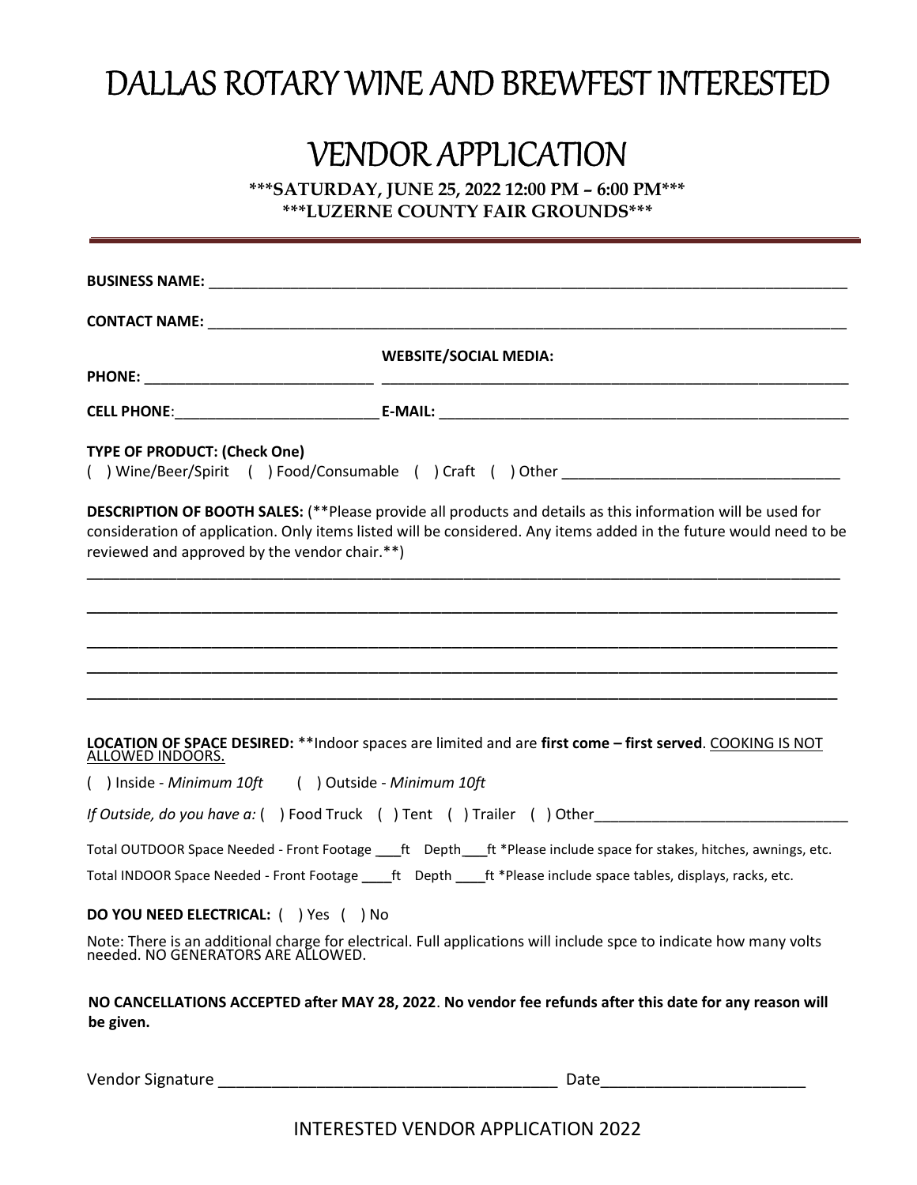# DALLAS ROTARY WINE AND BREWFEST INTERESTED VENDOR APPLICATION

**\*\*\*SATURDAY, JUNE 25, 2022 12:00 PM – 6:00 PM\*\*\***
**\*\*\*LUZERNE COUNTY FAIR GROUNDS\*\*\***

---

**BUSINESS NAME:** ______________________________________________________________________________

**CONTACT NAME:** ______________________________________________________________________________

**PHONE:** ____________________________ **WEBSITE/SOCIAL MEDIA:** ___________________________________________________________

**CELL PHONE**:_________________________ **E-MAIL:** ___________________________________________________

**TYPE OF PRODUCT: (Check One)**
( ) Wine/Beer/Spirit ( ) Food/Consumable ( ) Craft ( ) Other __________________________________

**DESCRIPTION OF BOOTH SALES:** (**Please provide all products and details as this information will be used for consideration of application. Only items listed will be considered. Any items added in the future would need to be reviewed and approved by the vendor chair.**)

_____________________________________________________________________________________________

_____________________________________________________________________________________________

_____________________________________________________________________________________________

_____________________________________________________________________________________________

_____________________________________________________________________________________________

**LOCATION OF SPACE DESIRED:** **Indoor spaces are limited and are **first come – first served**. COOKING IS NOT ALLOWED INDOORS.

( ) Inside - *Minimum 10ft* ( ) Outside - *Minimum 10ft*

*If Outside, do you have a:* ( ) Food Truck ( ) Tent ( ) Trailer ( ) Other_______________________________

Total OUTDOOR Space Needed - Front Footage ___ft Depth___ft *Please include space for stakes, hitches, awnings, etc.

Total INDOOR Space Needed - Front Footage ____ft Depth ____ft *Please include space tables, displays, racks, etc.

**DO YOU NEED ELECTRICAL:** ( ) Yes ( ) No

Note: There is an additional charge for electrical. Full applications will include spce to indicate how many volts needed. NO GENERATORS ARE ALLOWED.

**NO CANCELLATIONS ACCEPTED after MAY 28, 2022**. **No vendor fee refunds after this date for any reason will be given.**

Vendor Signature _______________________________________ Date_______________________

INTERESTED VENDOR APPLICATION 2022